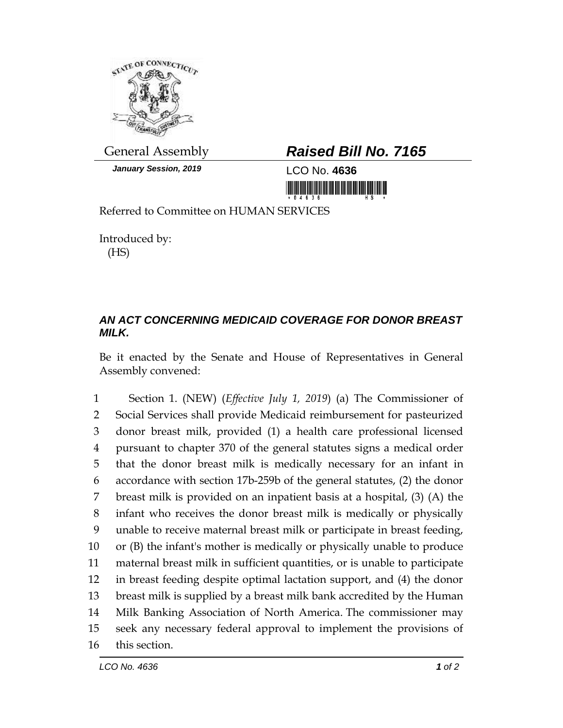General Assembly

***Raised Bill No. 7165***

***January Session, 2019***

LCO No. **4636**

Referred to Committee on HUMAN SERVICES

Introduced by:
(HS)

***AN ACT CONCERNING MEDICAID COVERAGE FOR DONOR BREAST MILK.***

Be it enacted by the Senate and House of Representatives in General Assembly convened:

1 Section 1. (NEW) (*Effective July 1, 2019*) (a) The Commissioner of
2 Social Services shall provide Medicaid reimbursement for pasteurized
3 donor breast milk, provided (1) a health care professional licensed
4 pursuant to chapter 370 of the general statutes signs a medical order
5 that the donor breast milk is medically necessary for an infant in
6 accordance with section 17b-259b of the general statutes, (2) the donor
7 breast milk is provided on an inpatient basis at a hospital, (3) (A) the
8 infant who receives the donor breast milk is medically or physically
9 unable to receive maternal breast milk or participate in breast feeding,
10 or (B) the infant's mother is medically or physically unable to produce
11 maternal breast milk in sufficient quantities, or is unable to participate
12 in breast feeding despite optimal lactation support, and (4) the donor
13 breast milk is supplied by a breast milk bank accredited by the Human
14 Milk Banking Association of North America. The commissioner may
15 seek any necessary federal approval to implement the provisions of
16 this section.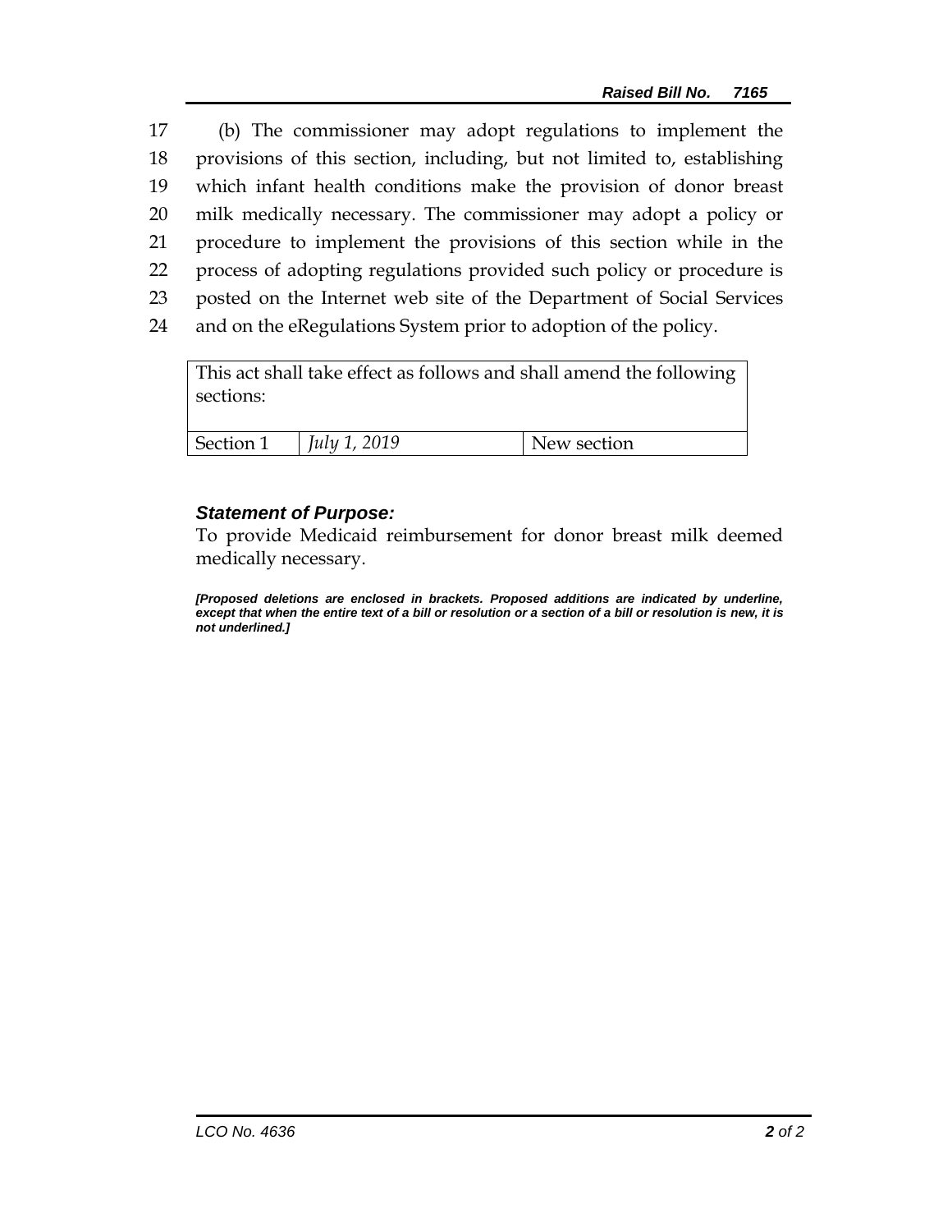17 (b) The commissioner may adopt regulations to implement the
18 provisions of this section, including, but not limited to, establishing
19 which infant health conditions make the provision of donor breast
20 milk medically necessary. The commissioner may adopt a policy or
21 procedure to implement the provisions of this section while in the
22 process of adopting regulations provided such policy or procedure is
23 posted on the Internet web site of the Department of Social Services
24 and on the eRegulations System prior to adoption of the policy.

| This act shall take effect as follows and shall amend the following sections: | | |
|---|---|---|
| Section 1 | *July 1, 2019* | New section |

### *Statement of Purpose:*

To provide Medicaid reimbursement for donor breast milk deemed medically necessary.

***[Proposed deletions are enclosed in brackets. Proposed additions are indicated by underline, except that when the entire text of a bill or resolution or a section of a bill or resolution is new, it is not underlined.]***